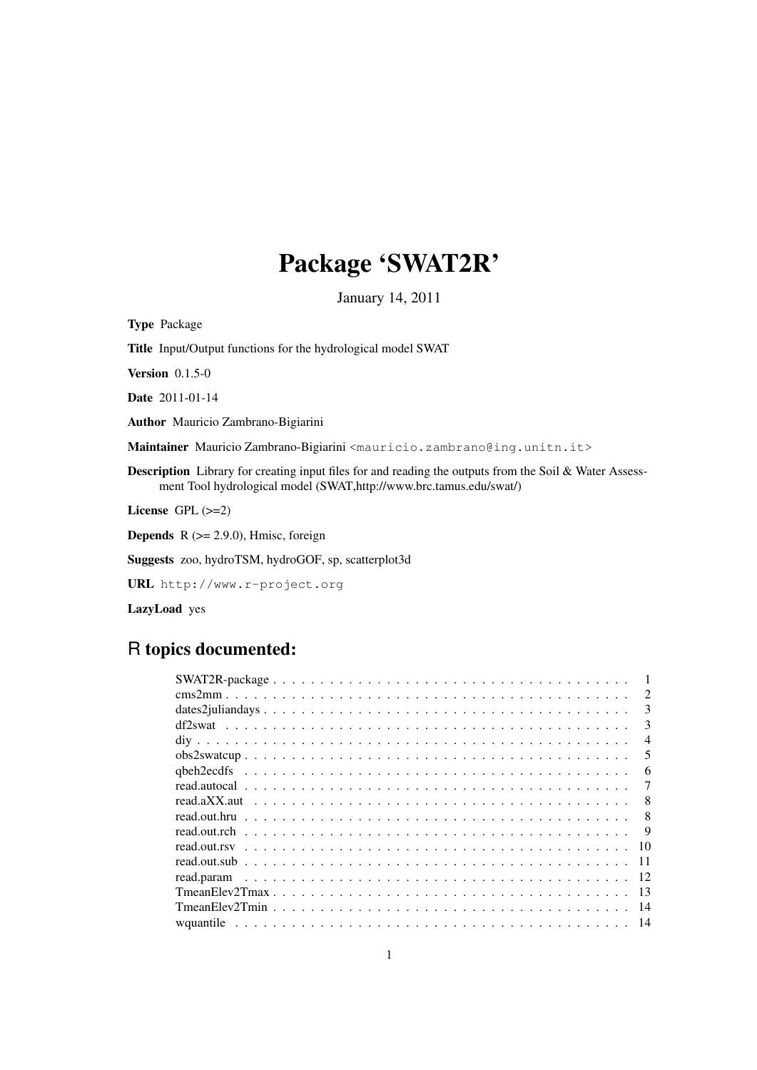# Package 'SWAT2R'

January 14, 2011

**Type** Package

**Title** Input/Output functions for the hydrological model SWAT

**Version** 0.1.5-0

**Date** 2011-01-14

**Author** Mauricio Zambrano-Bigiarini

**Maintainer** Mauricio Zambrano-Bigiarini <mauricio.zambrano@ing.unitn.it>

**Description** Library for creating input files for and reading the outputs from the Soil & Water Assessment Tool hydrological model (SWAT,http://www.brc.tamus.edu/swat/)

**License** GPL (>=2)

**Depends** R (>= 2.9.0), Hmisc, foreign

**Suggests** zoo, hydroTSM, hydroGOF, sp, scatterplot3d

**URL** http://www.r-project.org

**LazyLoad** yes

## R topics documented:

| | |
|---|---|
| SWAT2R-package | 1 |
| cms2mm | 2 |
| dates2juliandays | 3 |
| df2swat | 3 |
| diy | 4 |
| obs2swatcup | 5 |
| qbeh2ecdfs | 6 |
| read.autocal | 7 |
| read.aXX.aut | 8 |
| read.out.hru | 8 |
| read.out.rch | 9 |
| read.out.rsv | 10 |
| read.out.sub | 11 |
| read.param | 12 |
| TmeanElev2Tmax | 13 |
| TmeanElev2Tmin | 14 |
| wquantile | 14 |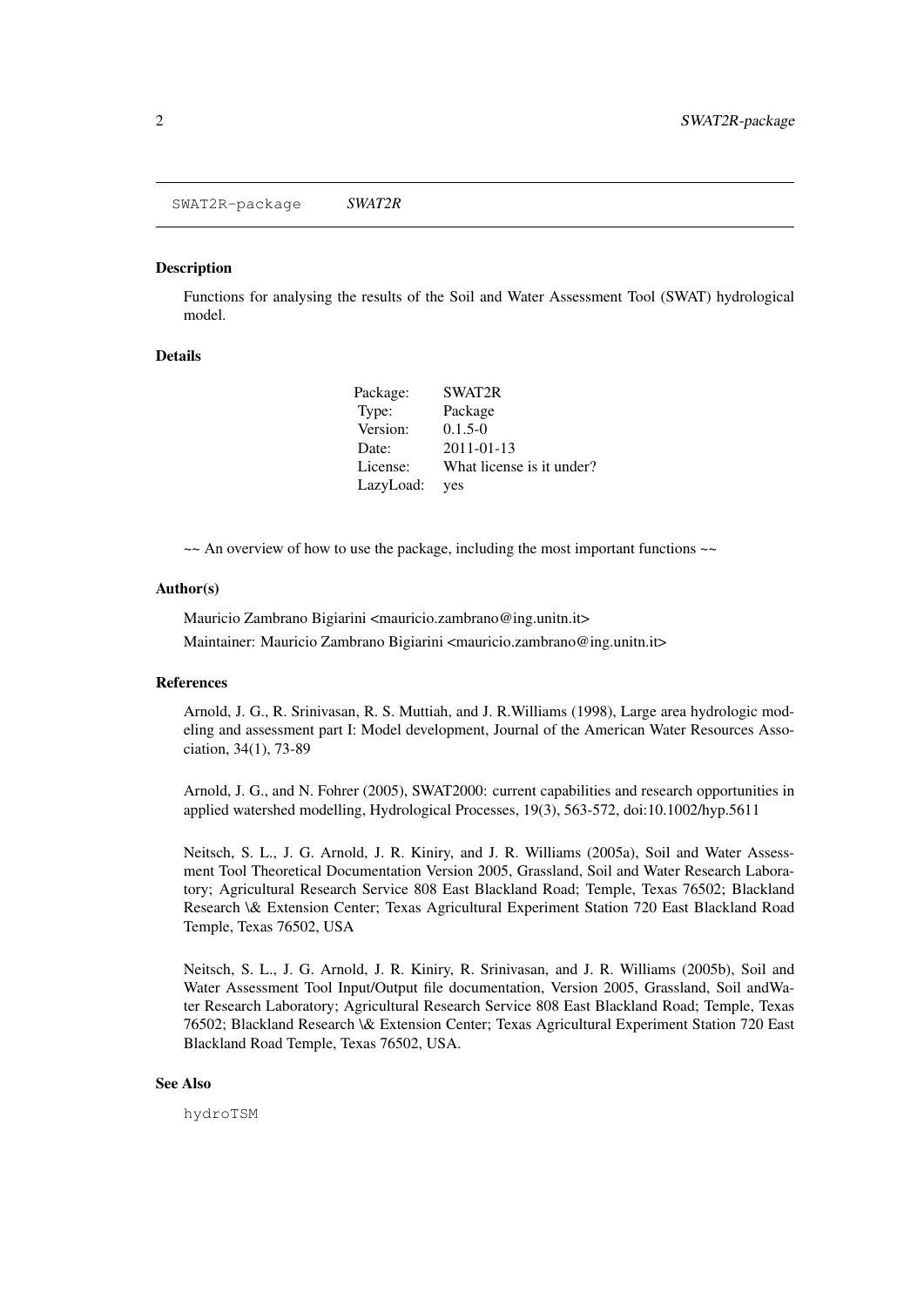## SWAT2R-package &nbsp;&nbsp;&nbsp; *SWAT2R*

### Description

Functions for analysing the results of the Soil and Water Assessment Tool (SWAT) hydrological model.

### Details

| | |
|---|---|
| Package: | SWAT2R |
| Type: | Package |
| Version: | 0.1.5-0 |
| Date: | 2011-01-13 |
| License: | What license is it under? |
| LazyLoad: | yes |

~~ An overview of how to use the package, including the most important functions ~~

### Author(s)

Mauricio Zambrano Bigiarini <mauricio.zambrano@ing.unitn.it>

Maintainer: Mauricio Zambrano Bigiarini <mauricio.zambrano@ing.unitn.it>

### References

Arnold, J. G., R. Srinivasan, R. S. Muttiah, and J. R.Williams (1998), Large area hydrologic modeling and assessment part I: Model development, Journal of the American Water Resources Association, 34(1), 73-89

Arnold, J. G., and N. Fohrer (2005), SWAT2000: current capabilities and research opportunities in applied watershed modelling, Hydrological Processes, 19(3), 563-572, doi:10.1002/hyp.5611

Neitsch, S. L., J. G. Arnold, J. R. Kiniry, and J. R. Williams (2005a), Soil and Water Assessment Tool Theoretical Documentation Version 2005, Grassland, Soil and Water Research Laboratory; Agricultural Research Service 808 East Blackland Road; Temple, Texas 76502; Blackland Research \& Extension Center; Texas Agricultural Experiment Station 720 East Blackland Road Temple, Texas 76502, USA

Neitsch, S. L., J. G. Arnold, J. R. Kiniry, R. Srinivasan, and J. R. Williams (2005b), Soil and Water Assessment Tool Input/Output file documentation, Version 2005, Grassland, Soil andWater Research Laboratory; Agricultural Research Service 808 East Blackland Road; Temple, Texas 76502; Blackland Research \& Extension Center; Texas Agricultural Experiment Station 720 East Blackland Road Temple, Texas 76502, USA.

### See Also

`hydroTSM`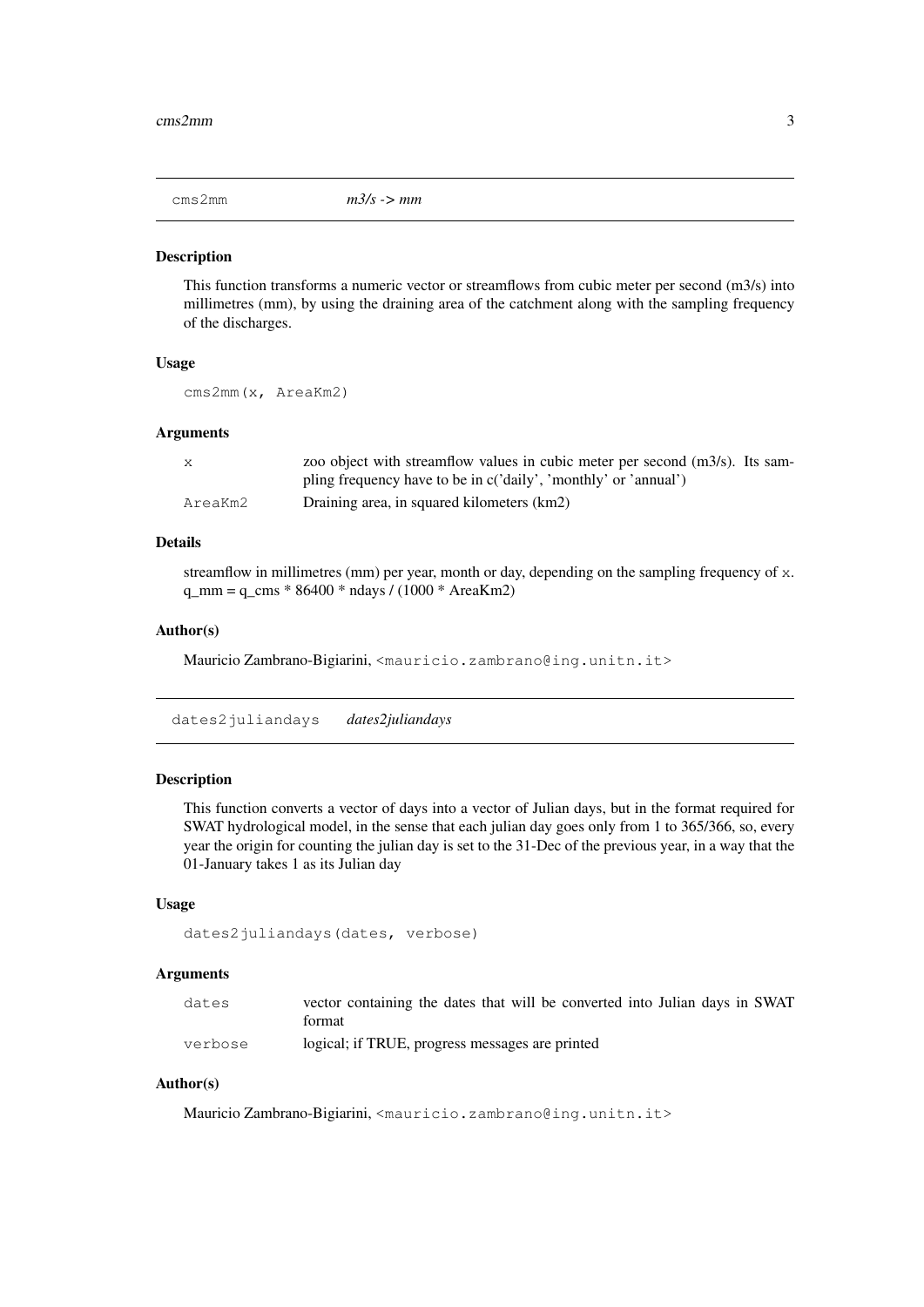## cms2mm *m3/s -> mm*

### Description

This function transforms a numeric vector or streamflows from cubic meter per second (m3/s) into millimetres (mm), by using the draining area of the catchment along with the sampling frequency of the discharges.

### Usage

```
cms2mm(x, AreaKm2)
```

### Arguments

| | |
|---|---|
| x | zoo object with streamflow values in cubic meter per second (m3/s). Its sampling frequency have to be in c('daily', 'monthly' or 'annual') |
| AreaKm2 | Draining area, in squared kilometers (km2) |

### Details

streamflow in millimetres (mm) per year, month or day, depending on the sampling frequency of x.
q_mm = q_cms * 86400 * ndays / (1000 * AreaKm2)

### Author(s)

Mauricio Zambrano-Bigiarini, <mauricio.zambrano@ing.unitn.it>

## dates2juliandays *dates2juliandays*

### Description

This function converts a vector of days into a vector of Julian days, but in the format required for SWAT hydrological model, in the sense that each julian day goes only from 1 to 365/366, so, every year the origin for counting the julian day is set to the 31-Dec of the previous year, in a way that the 01-January takes 1 as its Julian day

### Usage

```
dates2juliandays(dates, verbose)
```

### Arguments

| | |
|---|---|
| dates | vector containing the dates that will be converted into Julian days in SWAT format |
| verbose | logical; if TRUE, progress messages are printed |

### Author(s)

Mauricio Zambrano-Bigiarini, <mauricio.zambrano@ing.unitn.it>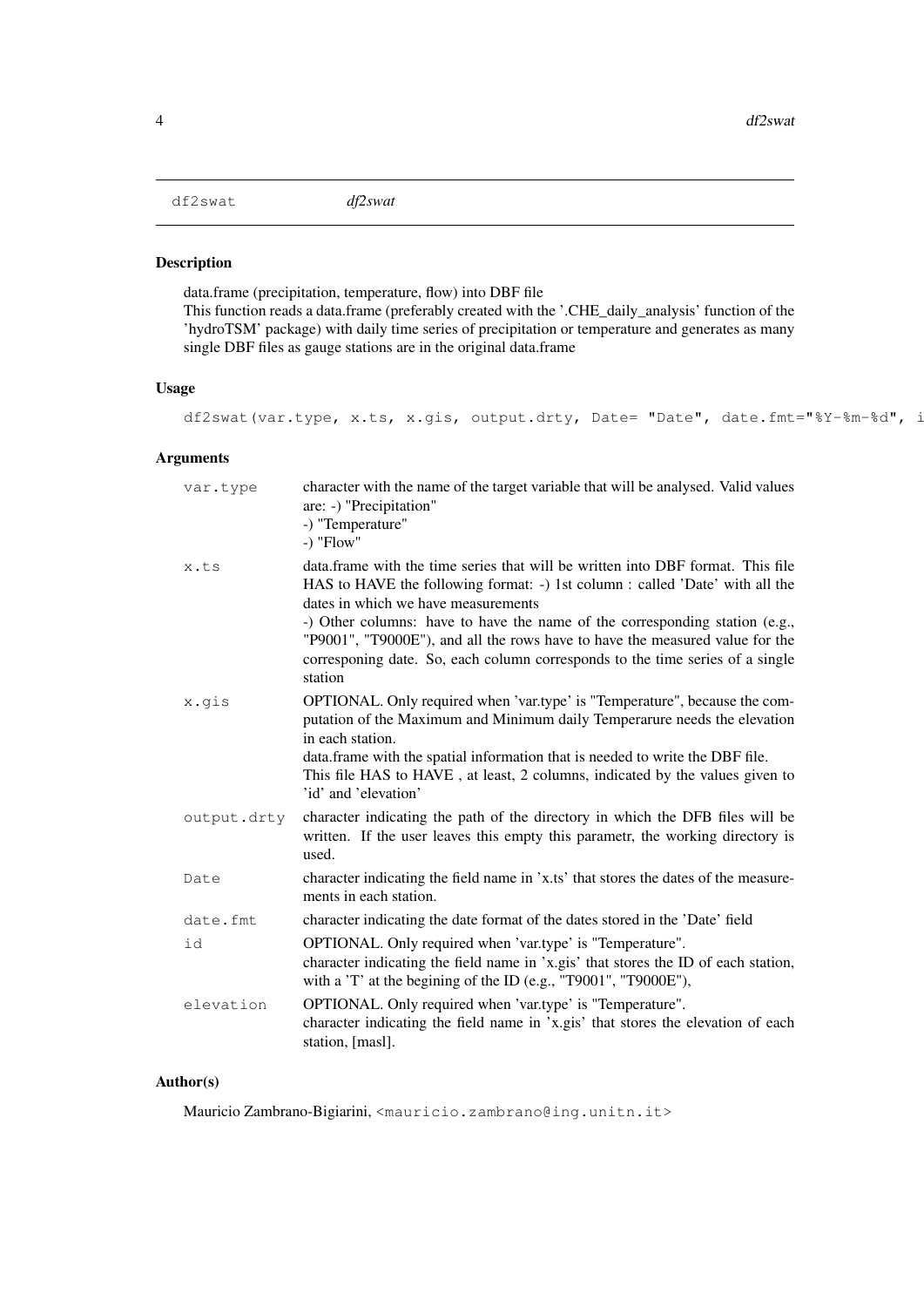df2swat *df2swat*

## Description

data.frame (precipitation, temperature, flow) into DBF file
This function reads a data.frame (preferably created with the '.CHE_daily_analysis' function of the 'hydroTSM' package) with daily time series of precipitation or temperature and generates as many single DBF files as gauge stations are in the original data.frame

## Usage

```
df2swat(var.type, x.ts, x.gis, output.drty, Date= "Date", date.fmt="%Y-%m-%d", i
```

## Arguments

| | |
|---|---|
| var.type | character with the name of the target variable that will be analysed. Valid values are: -) "Precipitation"<br>-) "Temperature"<br>-) "Flow" |
| x.ts | data.frame with the time series that will be written into DBF format. This file HAS to HAVE the following format: -) 1st column : called 'Date' with all the dates in which we have measurements<br>-) Other columns: have to have the name of the corresponding station (e.g., "P9001", "T9000E"), and all the rows have to have the measured value for the corresponing date. So, each column corresponds to the time series of a single station |
| x.gis | OPTIONAL. Only required when 'var.type' is "Temperature", because the computation of the Maximum and Minimum daily Temperarure needs the elevation in each station.<br>data.frame with the spatial information that is needed to write the DBF file.<br>This file HAS to HAVE , at least, 2 columns, indicated by the values given to 'id' and 'elevation' |
| output.drty | character indicating the path of the directory in which the DFB files will be written. If the user leaves this empty this parametr, the working directory is used. |
| Date | character indicating the field name in 'x.ts' that stores the dates of the measurements in each station. |
| date.fmt | character indicating the date format of the dates stored in the 'Date' field |
| id | OPTIONAL. Only required when 'var.type' is "Temperature".<br>character indicating the field name in 'x.gis' that stores the ID of each station, with a 'T' at the begining of the ID (e.g., "T9001", "T9000E"), |
| elevation | OPTIONAL. Only required when 'var.type' is "Temperature".<br>character indicating the field name in 'x.gis' that stores the elevation of each station, [masl]. |

## Author(s)

Mauricio Zambrano-Bigiarini, <mauricio.zambrano@ing.unitn.it>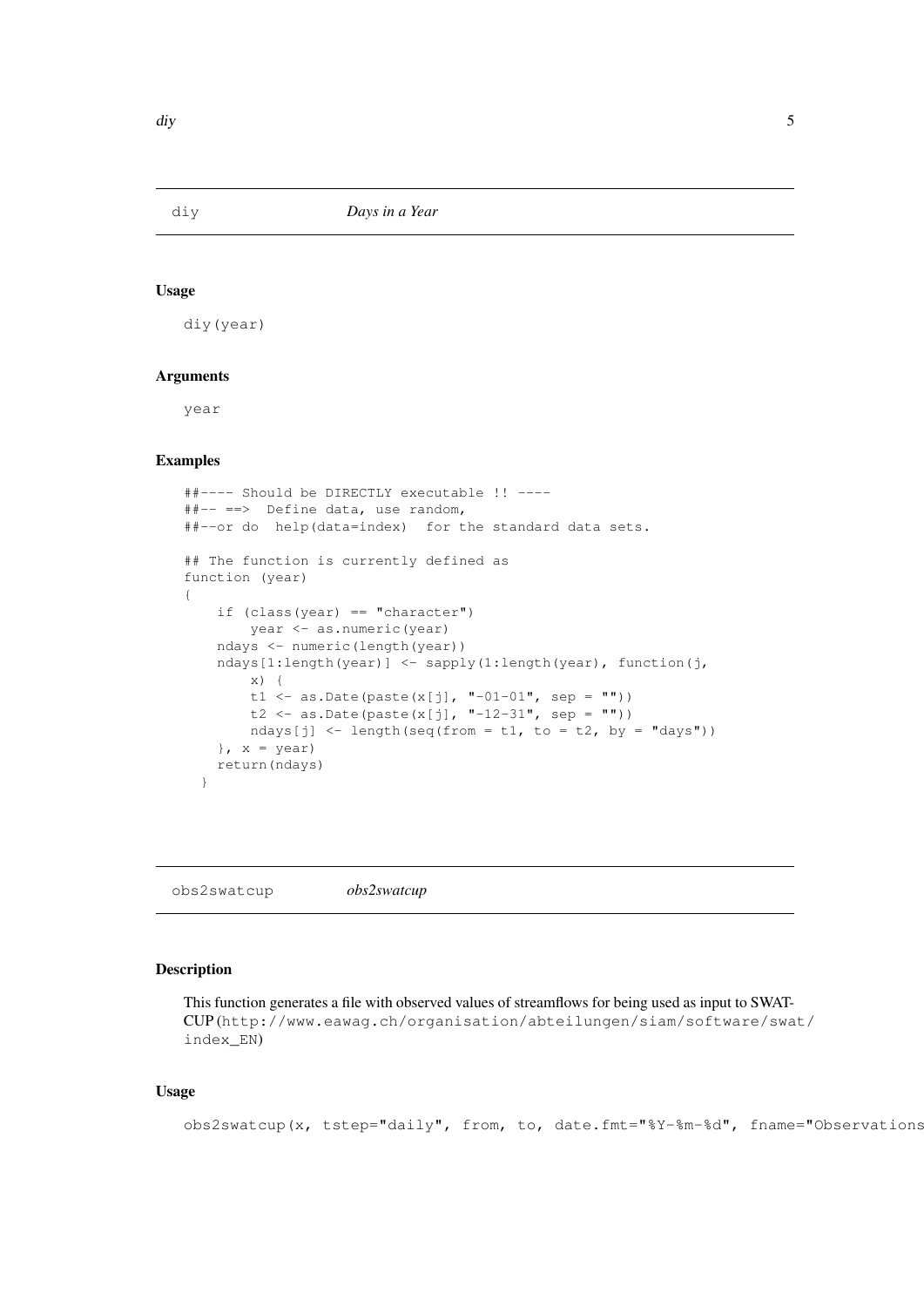## diy — *Days in a Year*

### Usage

```
diy(year)
```

### Arguments

year

### Examples

```
##---- Should be DIRECTLY executable !! ----
##-- ==>  Define data, use random,
##--or do  help(data=index)  for the standard data sets.

## The function is currently defined as
function (year)
{
    if (class(year) == "character")
        year <- as.numeric(year)
    ndays <- numeric(length(year))
    ndays[1:length(year)] <- sapply(1:length(year), function(j,
        x) {
        t1 <- as.Date(paste(x[j], "-01-01", sep = ""))
        t2 <- as.Date(paste(x[j], "-12-31", sep = ""))
        ndays[j] <- length(seq(from = t1, to = t2, by = "days"))
    }, x = year)
    return(ndays)
  }
```

## obs2swatcup — *obs2swatcup*

### Description

This function generates a file with observed values of streamflows for being used as input to SWAT-CUP (`http://www.eawag.ch/organisation/abteilungen/siam/software/swat/index_EN`)

### Usage

```
obs2swatcup(x, tstep="daily", from, to, date.fmt="%Y-%m-%d", fname="Observations
```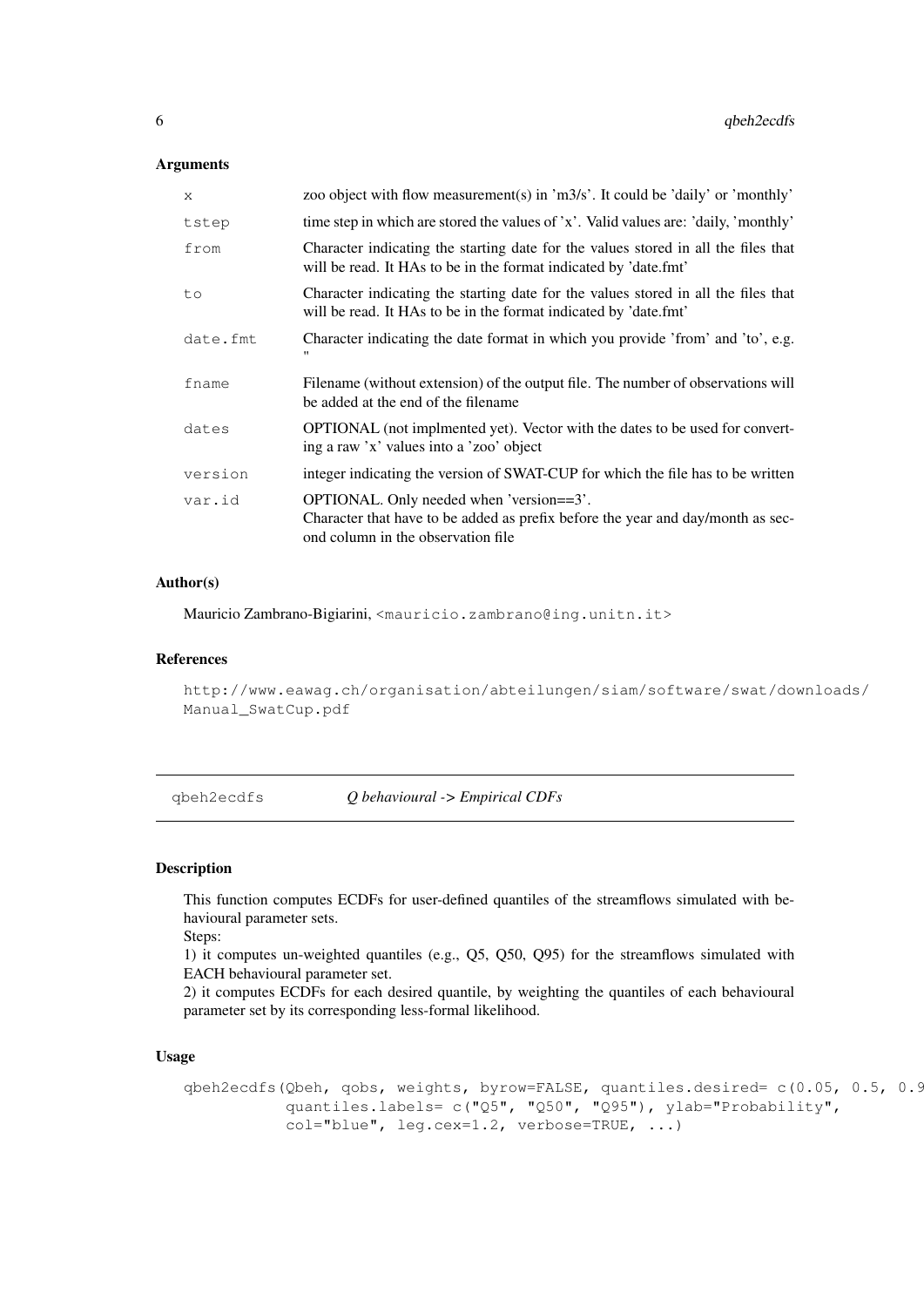## Arguments

| | |
|---|---|
| `x` | zoo object with flow measurement(s) in 'm3/s'. It could be 'daily' or 'monthly' |
| `tstep` | time step in which are stored the values of 'x'. Valid values are: 'daily, 'monthly' |
| `from` | Character indicating the starting date for the values stored in all the files that will be read. It HAs to be in the format indicated by 'date.fmt' |
| `to` | Character indicating the starting date for the values stored in all the files that will be read. It HAs to be in the format indicated by 'date.fmt' |
| `date.fmt` | Character indicating the date format in which you provide 'from' and 'to', e.g. " |
| `fname` | Filename (without extension) of the output file. The number of observations will be added at the end of the filename |
| `dates` | OPTIONAL (not implmented yet). Vector with the dates to be used for converting a raw 'x' values into a 'zoo' object |
| `version` | integer indicating the version of SWAT-CUP for which the file has to be written |
| `var.id` | OPTIONAL. Only needed when 'version==3'. Character that have to be added as prefix before the year and day/month as second column in the observation file |

## Author(s)

Mauricio Zambrano-Bigiarini, <mauricio.zambrano@ing.unitn.it>

## References

http://www.eawag.ch/organisation/abteilungen/siam/software/swat/downloads/Manual_SwatCup.pdf

---

# qbeh2ecdfs — *Q behavioural -> Empirical CDFs*

## Description

This function computes ECDFs for user-defined quantiles of the streamflows simulated with behavioural parameter sets.
Steps:
1) it computes un-weighted quantiles (e.g., Q5, Q50, Q95) for the streamflows simulated with EACH behavioural parameter set.
2) it computes ECDFs for each desired quantile, by weighting the quantiles of each behavioural parameter set by its corresponding less-formal likelihood.

## Usage

```
qbeh2ecdfs(Qbeh, qobs, weights, byrow=FALSE, quantiles.desired= c(0.05, 0.5, 0.9
           quantiles.labels= c("Q5", "Q50", "Q95"), ylab="Probability",
           col="blue", leg.cex=1.2, verbose=TRUE, ...)
```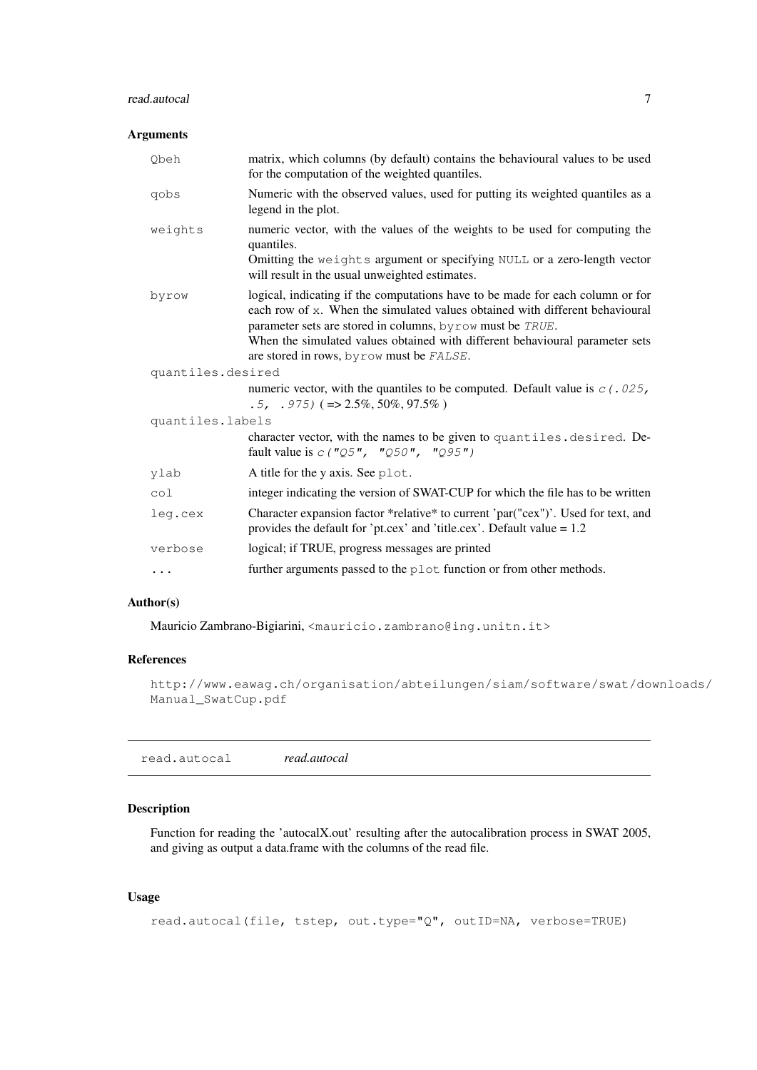## Arguments

| | |
|---|---|
| `Qbeh` | matrix, which columns (by default) contains the behavioural values to be used for the computation of the weighted quantiles. |
| `qobs` | Numeric with the observed values, used for putting its weighted quantiles as a legend in the plot. |
| `weights` | numeric vector, with the values of the weights to be used for computing the quantiles. Omitting the `weights` argument or specifying `NULL` or a zero-length vector will result in the usual unweighted estimates. |
| `byrow` | logical, indicating if the computations have to be made for each column or for each row of `x`. When the simulated values obtained with different behavioural parameter sets are stored in columns, `byrow` must be *TRUE*. When the simulated values obtained with different behavioural parameter sets are stored in rows, `byrow` must be *FALSE*. |
| `quantiles.desired` | numeric vector, with the quantiles to be computed. Default value is *c(.025, .5, .975)* ( => 2.5%, 50%, 97.5% ) |
| `quantiles.labels` | character vector, with the names to be given to `quantiles.desired`. Default value is *c("Q5", "Q50", "Q95")* |
| `ylab` | A title for the y axis. See `plot`. |
| `col` | integer indicating the version of SWAT-CUP for which the file has to be written |
| `leg.cex` | Character expansion factor *relative* to current 'par("cex")'. Used for text, and provides the default for 'pt.cex' and 'title.cex'. Default value = 1.2 |
| `verbose` | logical; if TRUE, progress messages are printed |
| `...` | further arguments passed to the `plot` function or from other methods. |

## Author(s)

Mauricio Zambrano-Bigiarini, <mauricio.zambrano@ing.unitn.it>

## References

http://www.eawag.ch/organisation/abteilungen/siam/software/swat/downloads/Manual_SwatCup.pdf

---

# read.autocal *read.autocal*

## Description

Function for reading the 'autocalX.out' resulting after the autocalibration process in SWAT 2005, and giving as output a data.frame with the columns of the read file.

## Usage

```
read.autocal(file, tstep, out.type="Q", outID=NA, verbose=TRUE)
```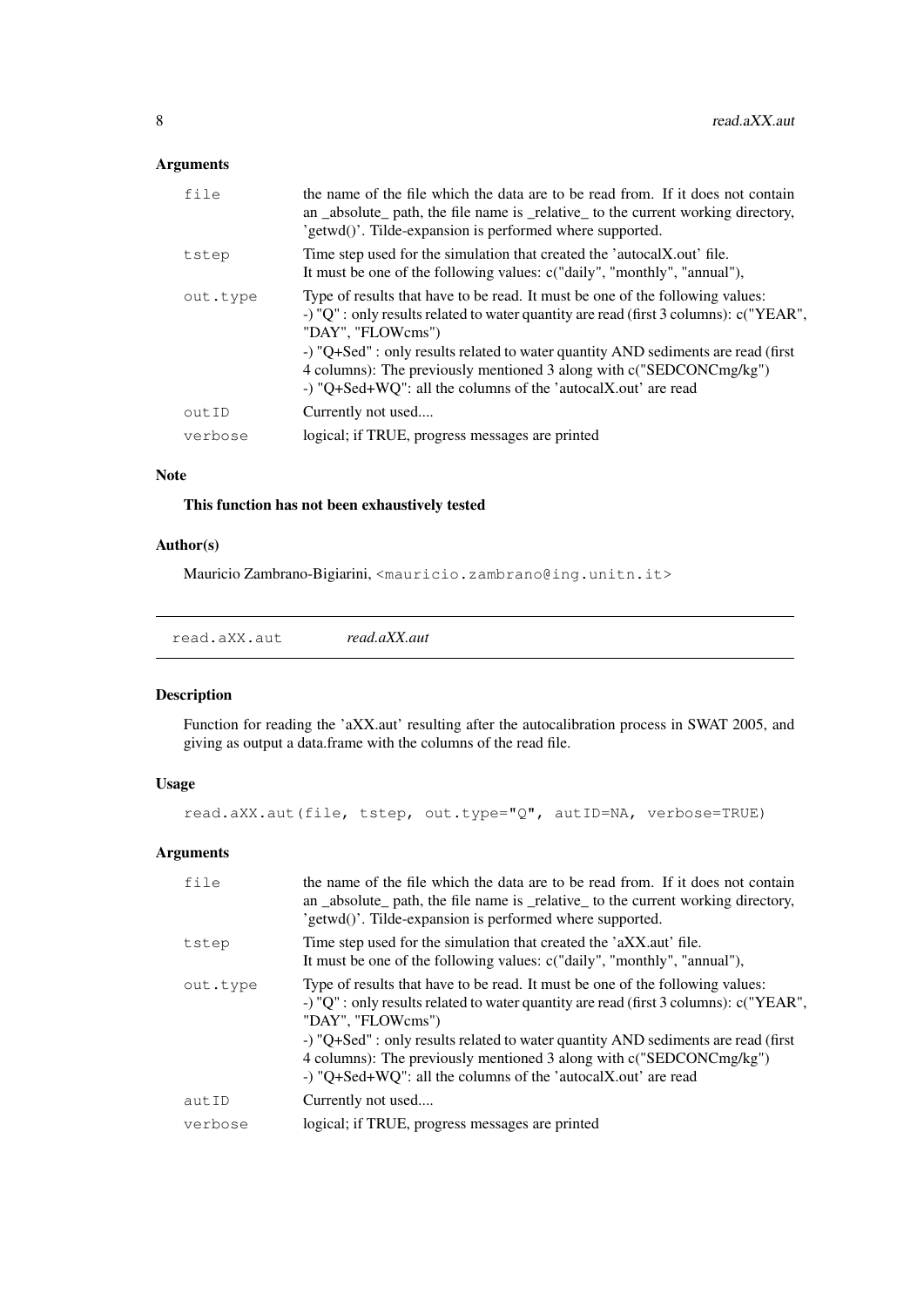### Arguments

| | |
|---|---|
| `file` | the name of the file which the data are to be read from. If it does not contain an _absolute_ path, the file name is _relative_ to the current working directory, 'getwd()'. Tilde-expansion is performed where supported. |
| `tstep` | Time step used for the simulation that created the 'autocalX.out' file. It must be one of the following values: c("daily", "monthly", "annual"), |
| `out.type` | Type of results that have to be read. It must be one of the following values: -) "Q" : only results related to water quantity are read (first 3 columns): c("YEAR", "DAY", "FLOWcms") -) "Q+Sed" : only results related to water quantity AND sediments are read (first 4 columns): The previously mentioned 3 along with c("SEDCONCmg/kg") -) "Q+Sed+WQ": all the columns of the 'autocalX.out' are read |
| `outID` | Currently not used.... |
| `verbose` | logical; if TRUE, progress messages are printed |

### Note

**This function has not been exhaustively tested**

### Author(s)

Mauricio Zambrano-Bigiarini, <mauricio.zambrano@ing.unitn.it>

---

## read.aXX.aut *read.aXX.aut*

### Description

Function for reading the 'aXX.aut' resulting after the autocalibration process in SWAT 2005, and giving as output a data.frame with the columns of the read file.

### Usage

```
read.aXX.aut(file, tstep, out.type="Q", autID=NA, verbose=TRUE)
```

### Arguments

| | |
|---|---|
| `file` | the name of the file which the data are to be read from. If it does not contain an _absolute_ path, the file name is _relative_ to the current working directory, 'getwd()'. Tilde-expansion is performed where supported. |
| `tstep` | Time step used for the simulation that created the 'aXX.aut' file. It must be one of the following values: c("daily", "monthly", "annual"), |
| `out.type` | Type of results that have to be read. It must be one of the following values: -) "Q" : only results related to water quantity are read (first 3 columns): c("YEAR", "DAY", "FLOWcms") -) "Q+Sed" : only results related to water quantity AND sediments are read (first 4 columns): The previously mentioned 3 along with c("SEDCONCmg/kg") -) "Q+Sed+WQ": all the columns of the 'autocalX.out' are read |
| `autID` | Currently not used.... |
| `verbose` | logical; if TRUE, progress messages are printed |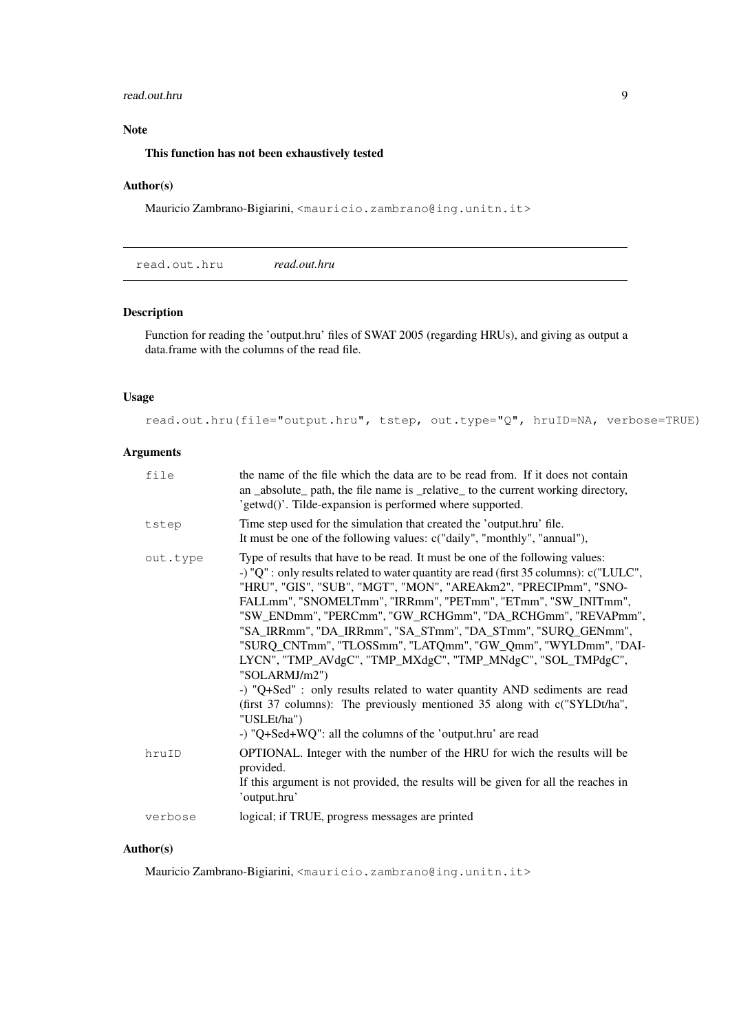## Note

**This function has not been exhaustively tested**

## Author(s)

Mauricio Zambrano-Bigiarini, <mauricio.zambrano@ing.unitn.it>

---

# read.out.hru — *read.out.hru*

---

## Description

Function for reading the 'output.hru' files of SWAT 2005 (regarding HRUs), and giving as output a data.frame with the columns of the read file.

## Usage

```
read.out.hru(file="output.hru", tstep, out.type="Q", hruID=NA, verbose=TRUE)
```

## Arguments

| | |
|---|---|
| `file` | the name of the file which the data are to be read from. If it does not contain an _absolute_ path, the file name is _relative_ to the current working directory, 'getwd()'. Tilde-expansion is performed where supported. |
| `tstep` | Time step used for the simulation that created the 'output.hru' file.<br>It must be one of the following values: c("daily", "monthly", "annual"), |
| `out.type` | Type of results that have to be read. It must be one of the following values:<br>-) "Q" : only results related to water quantity are read (first 35 columns): c("LULC", "HRU", "GIS", "SUB", "MGT", "MON", "AREAkm2", "PRECIPmm", "SNOFALLmm", "SNOMELTmm", "IRRmm", "PETmm", "ETmm", "SW_INITmm", "SW_ENDmm", "PERCmm", "GW_RCHGmm", "DA_RCHGmm", "REVAPmm", "SA_IRRmm", "DA_IRRmm", "SA_STmm", "DA_STmm", "SURQ_GENmm", "SURQ_CNTmm", "TLOSSmm", "LATQmm", "GW_Qmm", "WYLDmm", "DAILYCN", "TMP_AVdgC", "TMP_MXdgC", "TMP_MNdgC", "SOL_TMPdgC", "SOLARMJ/m2")<br>-) "Q+Sed" : only results related to water quantity AND sediments are read (first 37 columns): The previously mentioned 35 along with c("SYLDt/ha", "USLEt/ha")<br>-) "Q+Sed+WQ": all the columns of the 'output.hru' are read |
| `hruID` | OPTIONAL. Integer with the number of the HRU for wich the results will be provided.<br>If this argument is not provided, the results will be given for all the reaches in 'output.hru' |
| `verbose` | logical; if TRUE, progress messages are printed |

## Author(s)

Mauricio Zambrano-Bigiarini, <mauricio.zambrano@ing.unitn.it>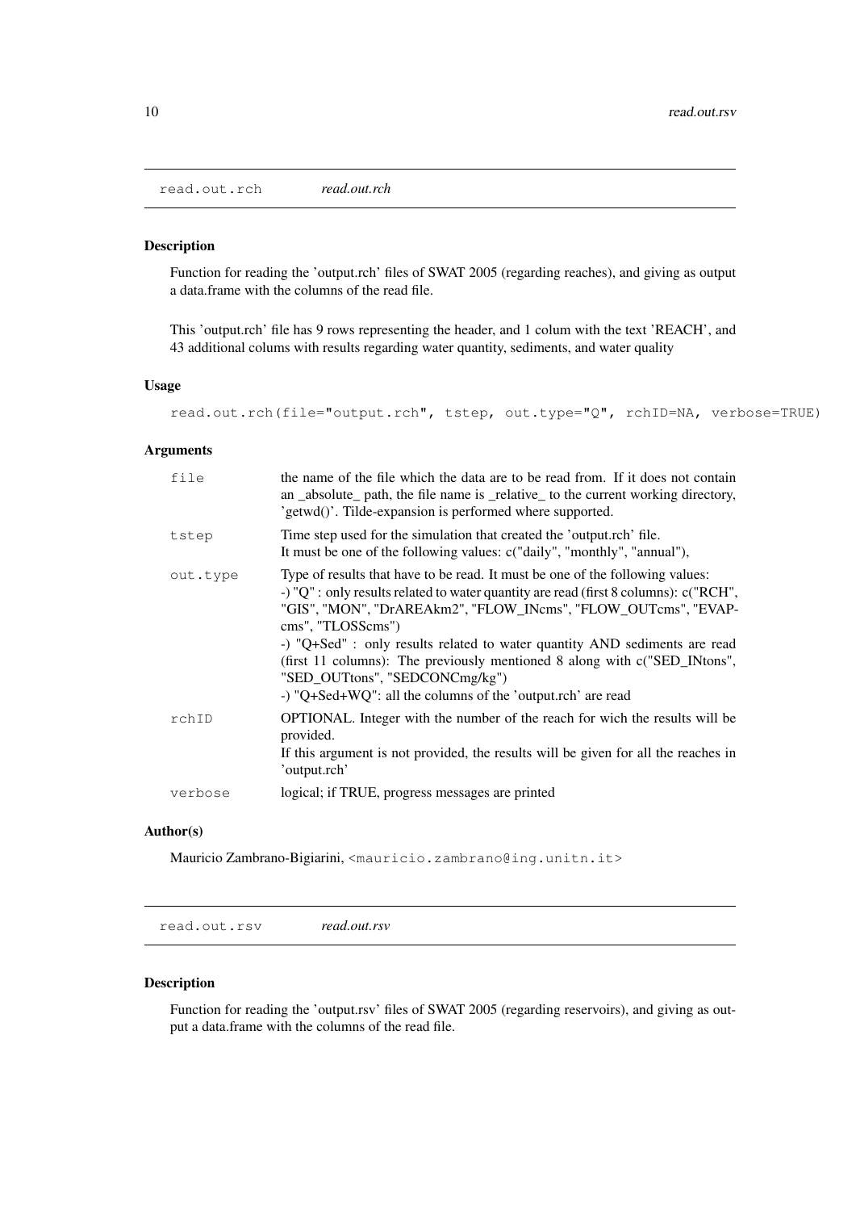## read.out.rch *read.out.rch*

### Description

Function for reading the 'output.rch' files of SWAT 2005 (regarding reaches), and giving as output a data.frame with the columns of the read file.

This 'output.rch' file has 9 rows representing the header, and 1 colum with the text 'REACH', and 43 additional colums with results regarding water quantity, sediments, and water quality

### Usage

```
read.out.rch(file="output.rch", tstep, out.type="Q", rchID=NA, verbose=TRUE)
```

### Arguments

| | |
|---|---|
| `file` | the name of the file which the data are to be read from. If it does not contain an _absolute_ path, the file name is _relative_ to the current working directory, 'getwd()'. Tilde-expansion is performed where supported. |
| `tstep` | Time step used for the simulation that created the 'output.rch' file. It must be one of the following values: c("daily", "monthly", "annual"), |
| `out.type` | Type of results that have to be read. It must be one of the following values: -) "Q" : only results related to water quantity are read (first 8 columns): c("RCH", "GIS", "MON", "DrAREAkm2", "FLOW_INcms", "FLOW_OUTcms", "EVAPcms", "TLOSScms") -) "Q+Sed" : only results related to water quantity AND sediments are read (first 11 columns): The previously mentioned 8 along with c("SED_INtons", "SED_OUTtons", "SEDCONCmg/kg") -) "Q+Sed+WQ": all the columns of the 'output.rch' are read |
| `rchID` | OPTIONAL. Integer with the number of the reach for wich the results will be provided. If this argument is not provided, the results will be given for all the reaches in 'output.rch' |
| `verbose` | logical; if TRUE, progress messages are printed |

### Author(s)

Mauricio Zambrano-Bigiarini, <mauricio.zambrano@ing.unitn.it>

## read.out.rsv *read.out.rsv*

### Description

Function for reading the 'output.rsv' files of SWAT 2005 (regarding reservoirs), and giving as output a data.frame with the columns of the read file.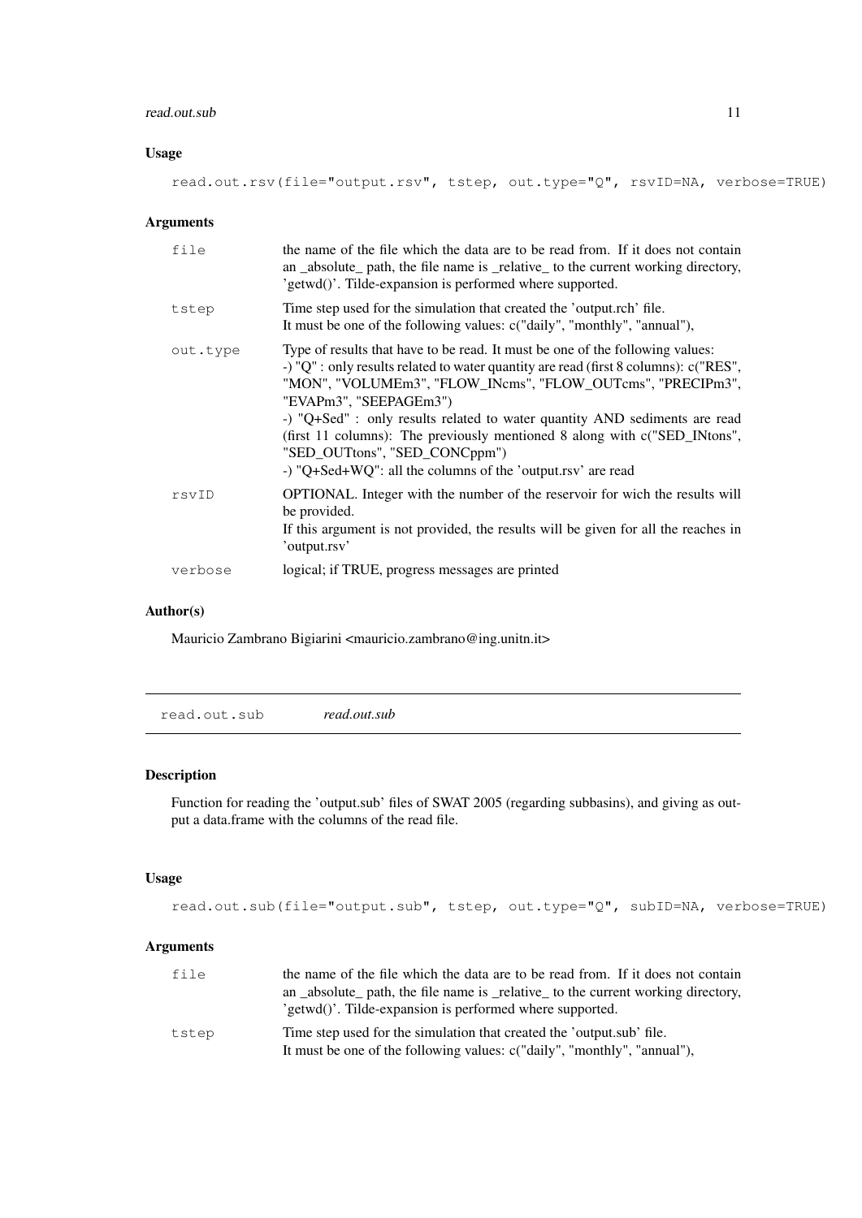### Usage

```
read.out.rsv(file="output.rsv", tstep, out.type="Q", rsvID=NA, verbose=TRUE)
```

### Arguments

| | |
|---|---|
| file | the name of the file which the data are to be read from. If it does not contain an _absolute_ path, the file name is _relative_ to the current working directory, 'getwd()'. Tilde-expansion is performed where supported. |
| tstep | Time step used for the simulation that created the 'output.rch' file. It must be one of the following values: c("daily", "monthly", "annual"), |
| out.type | Type of results that have to be read. It must be one of the following values: -) "Q" : only results related to water quantity are read (first 8 columns): c("RES", "MON", "VOLUMEm3", "FLOW_INcms", "FLOW_OUTcms", "PRECIPm3", "EVAPm3", "SEEPAGEm3") -) "Q+Sed" : only results related to water quantity AND sediments are read (first 11 columns): The previously mentioned 8 along with c("SED_INtons", "SED_OUTtons", "SED_CONCppm") -) "Q+Sed+WQ": all the columns of the 'output.rsv' are read |
| rsvID | OPTIONAL. Integer with the number of the reservoir for wich the results will be provided. If this argument is not provided, the results will be given for all the reaches in 'output.rsv' |
| verbose | logical; if TRUE, progress messages are printed |

### Author(s)

Mauricio Zambrano Bigiarini <mauricio.zambrano@ing.unitn.it>

---

## read.out.sub *read.out.sub*

### Description

Function for reading the 'output.sub' files of SWAT 2005 (regarding subbasins), and giving as output a data.frame with the columns of the read file.

### Usage

```
read.out.sub(file="output.sub", tstep, out.type="Q", subID=NA, verbose=TRUE)
```

### Arguments

| | |
|---|---|
| file | the name of the file which the data are to be read from. If it does not contain an _absolute_ path, the file name is _relative_ to the current working directory, 'getwd()'. Tilde-expansion is performed where supported. |
| tstep | Time step used for the simulation that created the 'output.sub' file. It must be one of the following values: c("daily", "monthly", "annual"), |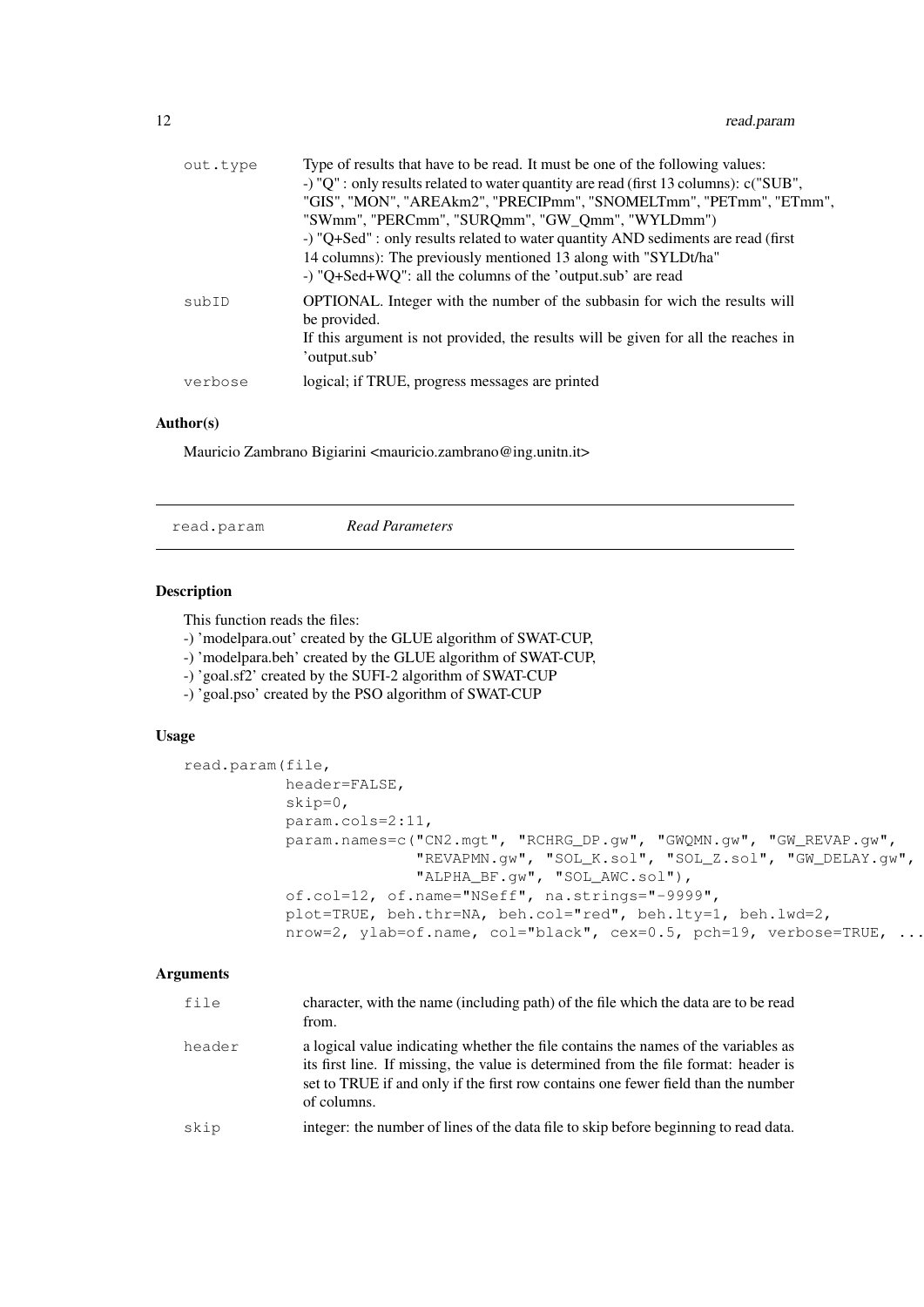| | |
|---|---|
| out.type | Type of results that have to be read. It must be one of the following values:<br>-) "Q" : only results related to water quantity are read (first 13 columns): c("SUB", "GIS", "MON", "AREAkm2", "PRECIPmm", "SNOMELTmm", "PETmm", "ETmm", "SWmm", "PERCmm", "SURQmm", "GW_Qmm", "WYLDmm")<br>-) "Q+Sed" : only results related to water quantity AND sediments are read (first 14 columns): The previously mentioned 13 along with "SYLDt/ha"<br>-) "Q+Sed+WQ": all the columns of the 'output.sub' are read |
| subID | OPTIONAL. Integer with the number of the subbasin for wich the results will be provided.<br>If this argument is not provided, the results will be given for all the reaches in 'output.sub' |
| verbose | logical; if TRUE, progress messages are printed |

### Author(s)

Mauricio Zambrano Bigiarini <mauricio.zambrano@ing.unitn.it>

---

## read.param *Read Parameters*

---

### Description

This function reads the files:
-) 'modelpara.out' created by the GLUE algorithm of SWAT-CUP,
-) 'modelpara.beh' created by the GLUE algorithm of SWAT-CUP,
-) 'goal.sf2' created by the SUFI-2 algorithm of SWAT-CUP
-) 'goal.pso' created by the PSO algorithm of SWAT-CUP

### Usage

```
read.param(file,
           header=FALSE,
           skip=0,
           param.cols=2:11,
           param.names=c("CN2.mgt", "RCHRG_DP.gw", "GWQMN.gw", "GW_REVAP.gw",
                         "REVAPMN.gw", "SOL_K.sol", "SOL_Z.sol", "GW_DELAY.gw",
                         "ALPHA_BF.gw", "SOL_AWC.sol"),
           of.col=12, of.name="NSeff", na.strings="-9999",
           plot=TRUE, beh.thr=NA, beh.col="red", beh.lty=1, beh.lwd=2,
           nrow=2, ylab=of.name, col="black", cex=0.5, pch=19, verbose=TRUE, ...
```

### Arguments

| | |
|---|---|
| file | character, with the name (including path) of the file which the data are to be read from. |
| header | a logical value indicating whether the file contains the names of the variables as its first line. If missing, the value is determined from the file format: header is set to TRUE if and only if the first row contains one fewer field than the number of columns. |
| skip | integer: the number of lines of the data file to skip before beginning to read data. |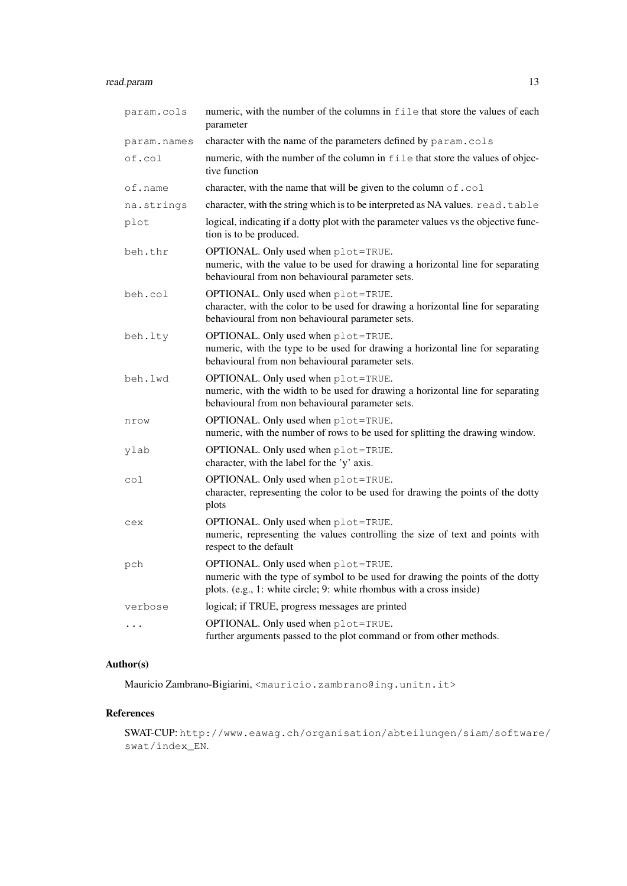| | |
|---|---|
| `param.cols` | numeric, with the number of the columns in `file` that store the values of each parameter |
| `param.names` | character with the name of the parameters defined by `param.cols` |
| `of.col` | numeric, with the number of the column in `file` that store the values of objective function |
| `of.name` | character, with the name that will be given to the column `of.col` |
| `na.strings` | character, with the string which is to be interpreted as NA values. `read.table` |
| `plot` | logical, indicating if a dotty plot with the parameter values vs the objective function is to be produced. |
| `beh.thr` | OPTIONAL. Only used when `plot=TRUE`. <br> numeric, with the value to be used for drawing a horizontal line for separating behavioural from non behavioural parameter sets. |
| `beh.col` | OPTIONAL. Only used when `plot=TRUE`. <br> character, with the color to be used for drawing a horizontal line for separating behavioural from non behavioural parameter sets. |
| `beh.lty` | OPTIONAL. Only used when `plot=TRUE`. <br> numeric, with the type to be used for drawing a horizontal line for separating behavioural from non behavioural parameter sets. |
| `beh.lwd` | OPTIONAL. Only used when `plot=TRUE`. <br> numeric, with the width to be used for drawing a horizontal line for separating behavioural from non behavioural parameter sets. |
| `nrow` | OPTIONAL. Only used when `plot=TRUE`. <br> numeric, with the number of rows to be used for splitting the drawing window. |
| `ylab` | OPTIONAL. Only used when `plot=TRUE`. <br> character, with the label for the 'y' axis. |
| `col` | OPTIONAL. Only used when `plot=TRUE`. <br> character, representing the color to be used for drawing the points of the dotty plots |
| `cex` | OPTIONAL. Only used when `plot=TRUE`. <br> numeric, representing the values controlling the size of text and points with respect to the default |
| `pch` | OPTIONAL. Only used when `plot=TRUE`. <br> numeric with the type of symbol to be used for drawing the points of the dotty plots. (e.g., 1: white circle; 9: white rhombus with a cross inside) |
| `verbose` | logical; if TRUE, progress messages are printed |
| `...` | OPTIONAL. Only used when `plot=TRUE`. <br> further arguments passed to the plot command or from other methods. |

## Author(s)

Mauricio Zambrano-Bigiarini, `<mauricio.zambrano@ing.unitn.it>`

## References

SWAT-CUP: `http://www.eawag.ch/organisation/abteilungen/siam/software/swat/index_EN`.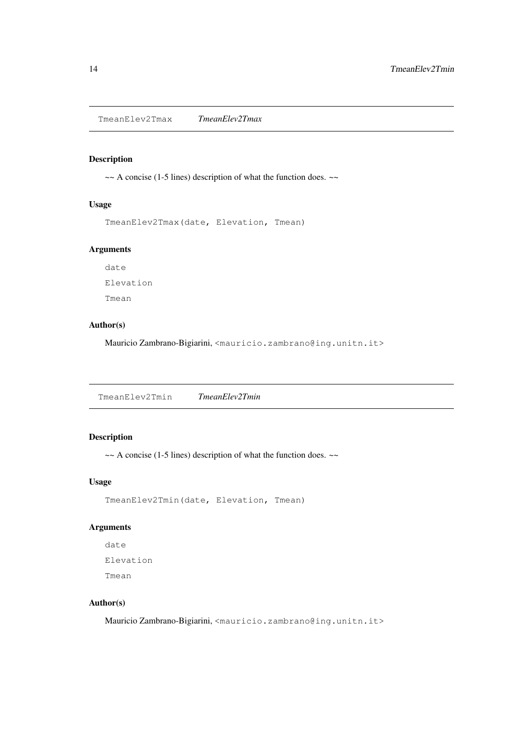## TmeanElev2Tmax *TmeanElev2Tmax*

### Description

~~ A concise (1-5 lines) description of what the function does. ~~

### Usage

```
TmeanElev2Tmax(date, Elevation, Tmean)
```

### Arguments

date

Elevation

Tmean

### Author(s)

Mauricio Zambrano-Bigiarini, <mauricio.zambrano@ing.unitn.it>

## TmeanElev2Tmin *TmeanElev2Tmin*

### Description

~~ A concise (1-5 lines) description of what the function does. ~~

### Usage

```
TmeanElev2Tmin(date, Elevation, Tmean)
```

### Arguments

date

Elevation

Tmean

### Author(s)

Mauricio Zambrano-Bigiarini, <mauricio.zambrano@ing.unitn.it>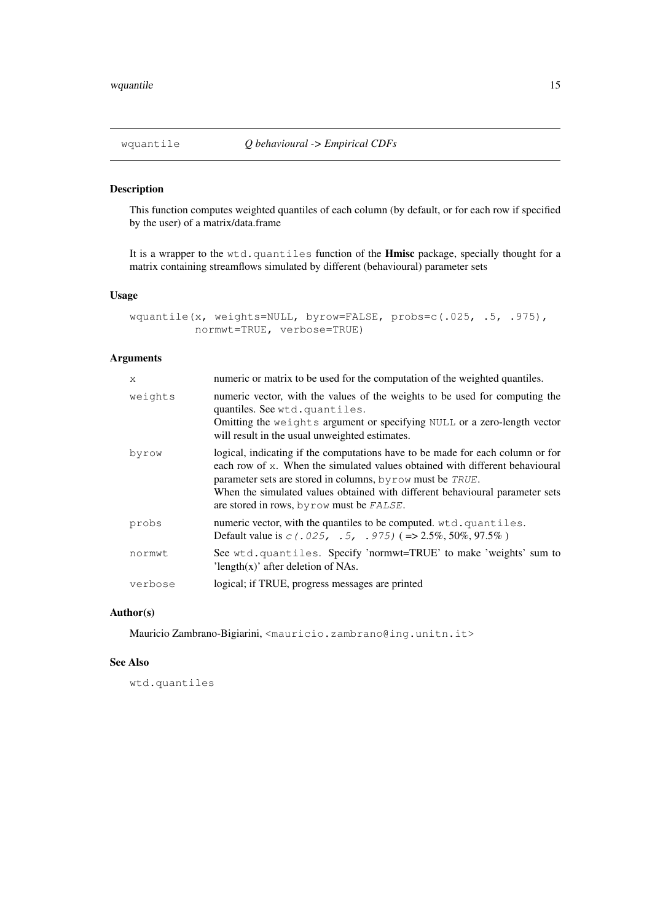## wquantile — *Q behavioural -> Empirical CDFs*

### Description

This function computes weighted quantiles of each column (by default, or for each row if specified by the user) of a matrix/data.frame

It is a wrapper to the `wtd.quantiles` function of the **Hmisc** package, specially thought for a matrix containing streamflows simulated by different (behavioural) parameter sets

### Usage

```
wquantile(x, weights=NULL, byrow=FALSE, probs=c(.025, .5, .975),
          normwt=TRUE, verbose=TRUE)
```

### Arguments

| | |
|---|---|
| `x` | numeric or matrix to be used for the computation of the weighted quantiles. |
| `weights` | numeric vector, with the values of the weights to be used for computing the quantiles. See `wtd.quantiles`.<br>Omitting the `weights` argument or specifying `NULL` or a zero-length vector will result in the usual unweighted estimates. |
| `byrow` | logical, indicating if the computations have to be made for each column or for each row of `x`. When the simulated values obtained with different behavioural parameter sets are stored in columns, `byrow` must be *TRUE*.<br>When the simulated values obtained with different behavioural parameter sets are stored in rows, `byrow` must be *FALSE*. |
| `probs` | numeric vector, with the quantiles to be computed. `wtd.quantiles`.<br>Default value is *c(.025, .5, .975)* ( => 2.5%, 50%, 97.5% ) |
| `normwt` | See `wtd.quantiles`. Specify 'normwt=TRUE' to make 'weights' sum to 'length(x)' after deletion of NAs. |
| `verbose` | logical; if TRUE, progress messages are printed |

### Author(s)

Mauricio Zambrano-Bigiarini, <mauricio.zambrano@ing.unitn.it>

### See Also

`wtd.quantiles`